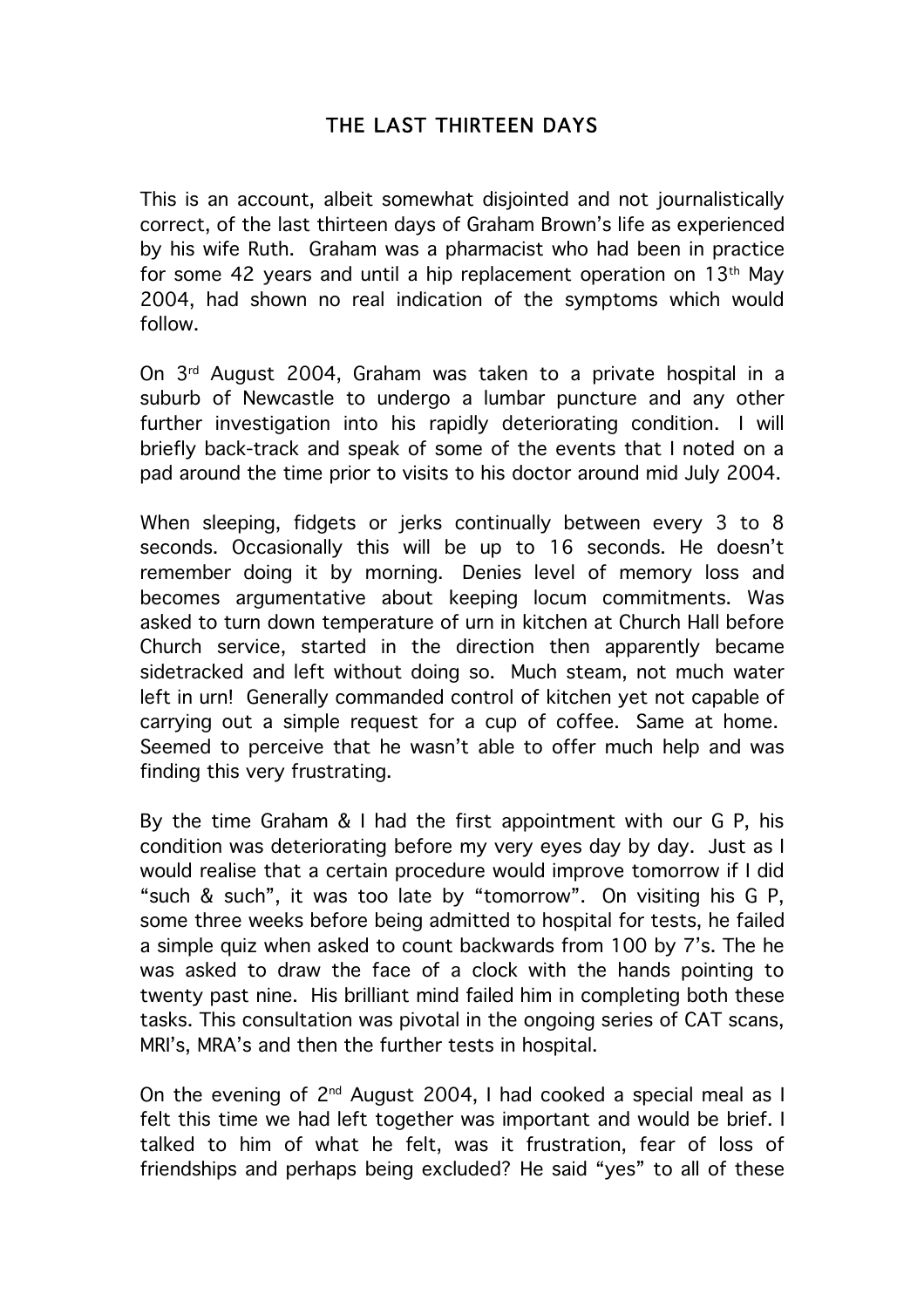# THE LAST THIRTEEN DAYS

This is an account, albeit somewhat disjointed and not journalistically correct, of the last thirteen days of Graham Brown's life as experienced by his wife Ruth. Graham was a pharmacist who had been in practice for some 42 years and until a hip replacement operation on 13th May 2004, had shown no real indication of the symptoms which would follow.

On 3rd August 2004, Graham was taken to a private hospital in a suburb of Newcastle to undergo a lumbar puncture and any other further investigation into his rapidly deteriorating condition. I will briefly back-track and speak of some of the events that I noted on a pad around the time prior to visits to his doctor around mid July 2004.

When sleeping, fidgets or jerks continually between every 3 to 8 seconds. Occasionally this will be up to 16 seconds. He doesn't remember doing it by morning. Denies level of memory loss and becomes argumentative about keeping locum commitments. Was asked to turn down temperature of urn in kitchen at Church Hall before Church service, started in the direction then apparently became sidetracked and left without doing so. Much steam, not much water left in urn! Generally commanded control of kitchen yet not capable of carrying out a simple request for a cup of coffee. Same at home. Seemed to perceive that he wasn't able to offer much help and was finding this very frustrating.

By the time Graham & I had the first appointment with our G P, his condition was deteriorating before my very eyes day by day. Just as I would realise that a certain procedure would improve tomorrow if I did "such & such", it was too late by "tomorrow". On visiting his G P, some three weeks before being admitted to hospital for tests, he failed a simple quiz when asked to count backwards from 100 by 7's. The he was asked to draw the face of a clock with the hands pointing to twenty past nine. His brilliant mind failed him in completing both these tasks. This consultation was pivotal in the ongoing series of CAT scans, MRI's, MRA's and then the further tests in hospital.

On the evening of 2nd August 2004, I had cooked a special meal as I felt this time we had left together was important and would be brief. I talked to him of what he felt, was it frustration, fear of loss of friendships and perhaps being excluded? He said "yes" to all of these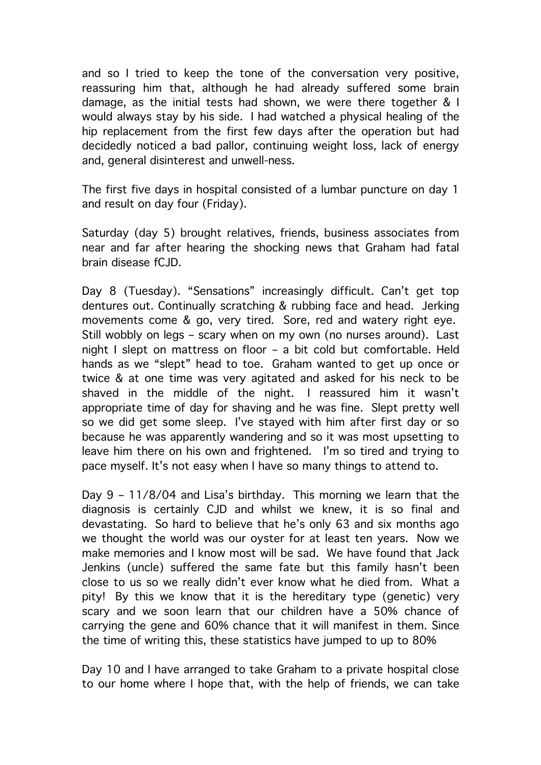and so I tried to keep the tone of the conversation very positive, reassuring him that, although he had already suffered some brain damage, as the initial tests had shown, we were there together & I would always stay by his side. I had watched a physical healing of the hip replacement from the first few days after the operation but had decidedly noticed a bad pallor, continuing weight loss, lack of energy and, general disinterest and unwell-ness.

The first five days in hospital consisted of a lumbar puncture on day 1 and result on day four (Friday).

Saturday (day 5) brought relatives, friends, business associates from near and far after hearing the shocking news that Graham had fatal brain disease fCJD.

Day 8 (Tuesday). "Sensations" increasingly difficult. Can't get top dentures out. Continually scratching & rubbing face and head. Jerking movements come & go, very tired. Sore, red and watery right eye. Still wobbly on legs – scary when on my own (no nurses around). Last night I slept on mattress on floor – a bit cold but comfortable. Held hands as we "slept" head to toe. Graham wanted to get up once or twice & at one time was very agitated and asked for his neck to be shaved in the middle of the night. I reassured him it wasn't appropriate time of day for shaving and he was fine. Slept pretty well so we did get some sleep. I've stayed with him after first day or so because he was apparently wandering and so it was most upsetting to leave him there on his own and frightened. I'm so tired and trying to pace myself. It's not easy when I have so many things to attend to.

Day 9 – 11/8/04 and Lisa's birthday. This morning we learn that the diagnosis is certainly CJD and whilst we knew, it is so final and devastating. So hard to believe that he's only 63 and six months ago we thought the world was our oyster for at least ten years. Now we make memories and I know most will be sad. We have found that Jack Jenkins (uncle) suffered the same fate but this family hasn't been close to us so we really didn't ever know what he died from. What a pity! By this we know that it is the hereditary type (genetic) very scary and we soon learn that our children have a 50% chance of carrying the gene and 60% chance that it will manifest in them. Since the time of writing this, these statistics have jumped to up to 80%

Day 10 and I have arranged to take Graham to a private hospital close to our home where I hope that, with the help of friends, we can take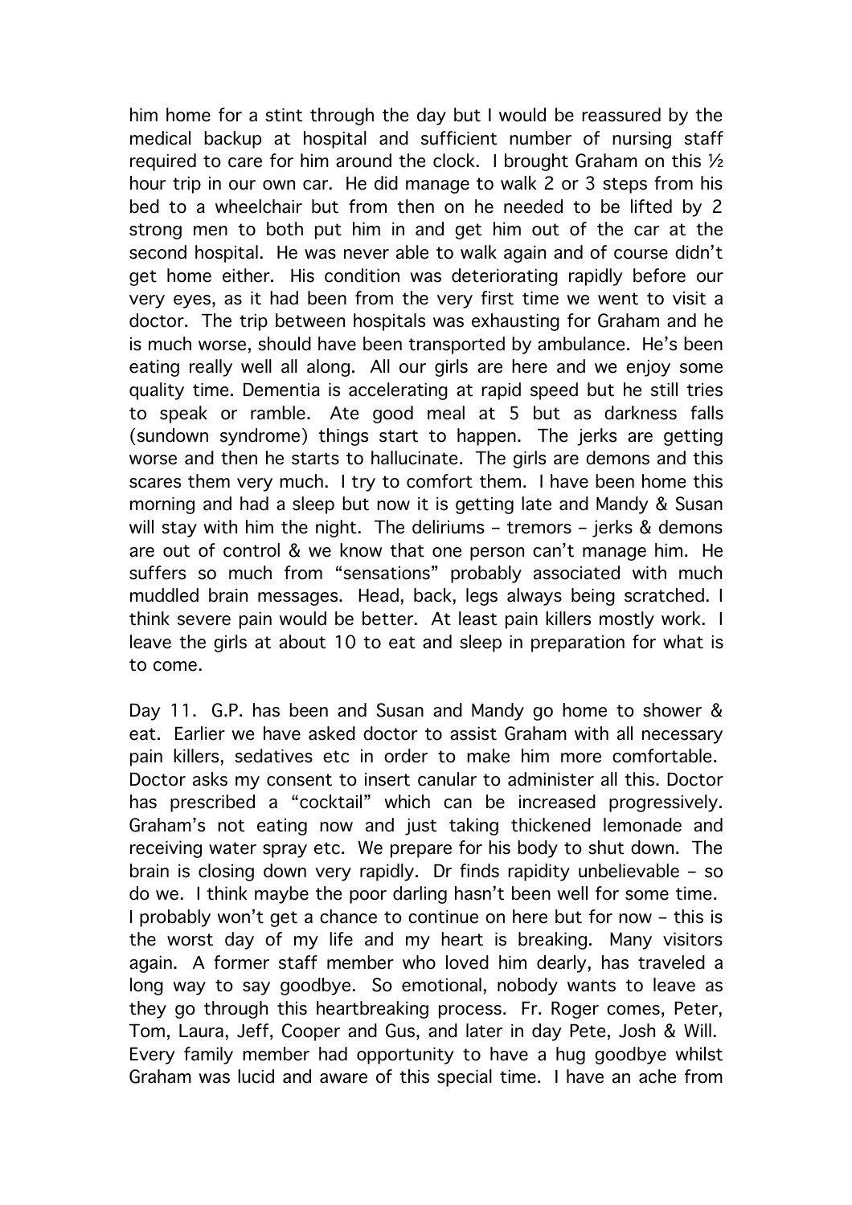him home for a stint through the day but I would be reassured by the medical backup at hospital and sufficient number of nursing staff required to care for him around the clock. I brought Graham on this ½ hour trip in our own car. He did manage to walk 2 or 3 steps from his bed to a wheelchair but from then on he needed to be lifted by 2 strong men to both put him in and get him out of the car at the second hospital. He was never able to walk again and of course didn't get home either. His condition was deteriorating rapidly before our very eyes, as it had been from the very first time we went to visit a doctor. The trip between hospitals was exhausting for Graham and he is much worse, should have been transported by ambulance. He's been eating really well all along. All our girls are here and we enjoy some quality time. Dementia is accelerating at rapid speed but he still tries to speak or ramble. Ate good meal at 5 but as darkness falls (sundown syndrome) things start to happen. The jerks are getting worse and then he starts to hallucinate. The girls are demons and this scares them very much. I try to comfort them. I have been home this morning and had a sleep but now it is getting late and Mandy & Susan will stay with him the night. The deliriums – tremors – jerks & demons are out of control & we know that one person can't manage him. He suffers so much from "sensations" probably associated with much muddled brain messages. Head, back, legs always being scratched. I think severe pain would be better. At least pain killers mostly work. I leave the girls at about 10 to eat and sleep in preparation for what is to come.

Day 11. G.P. has been and Susan and Mandy go home to shower & eat. Earlier we have asked doctor to assist Graham with all necessary pain killers, sedatives etc in order to make him more comfortable. Doctor asks my consent to insert canular to administer all this. Doctor has prescribed a "cocktail" which can be increased progressively. Graham's not eating now and just taking thickened lemonade and receiving water spray etc. We prepare for his body to shut down. The brain is closing down very rapidly. Dr finds rapidity unbelievable – so do we. I think maybe the poor darling hasn't been well for some time. I probably won't get a chance to continue on here but for now – this is the worst day of my life and my heart is breaking. Many visitors again. A former staff member who loved him dearly, has traveled a long way to say goodbye. So emotional, nobody wants to leave as they go through this heartbreaking process. Fr. Roger comes, Peter, Tom, Laura, Jeff, Cooper and Gus, and later in day Pete, Josh & Will. Every family member had opportunity to have a hug goodbye whilst Graham was lucid and aware of this special time. I have an ache from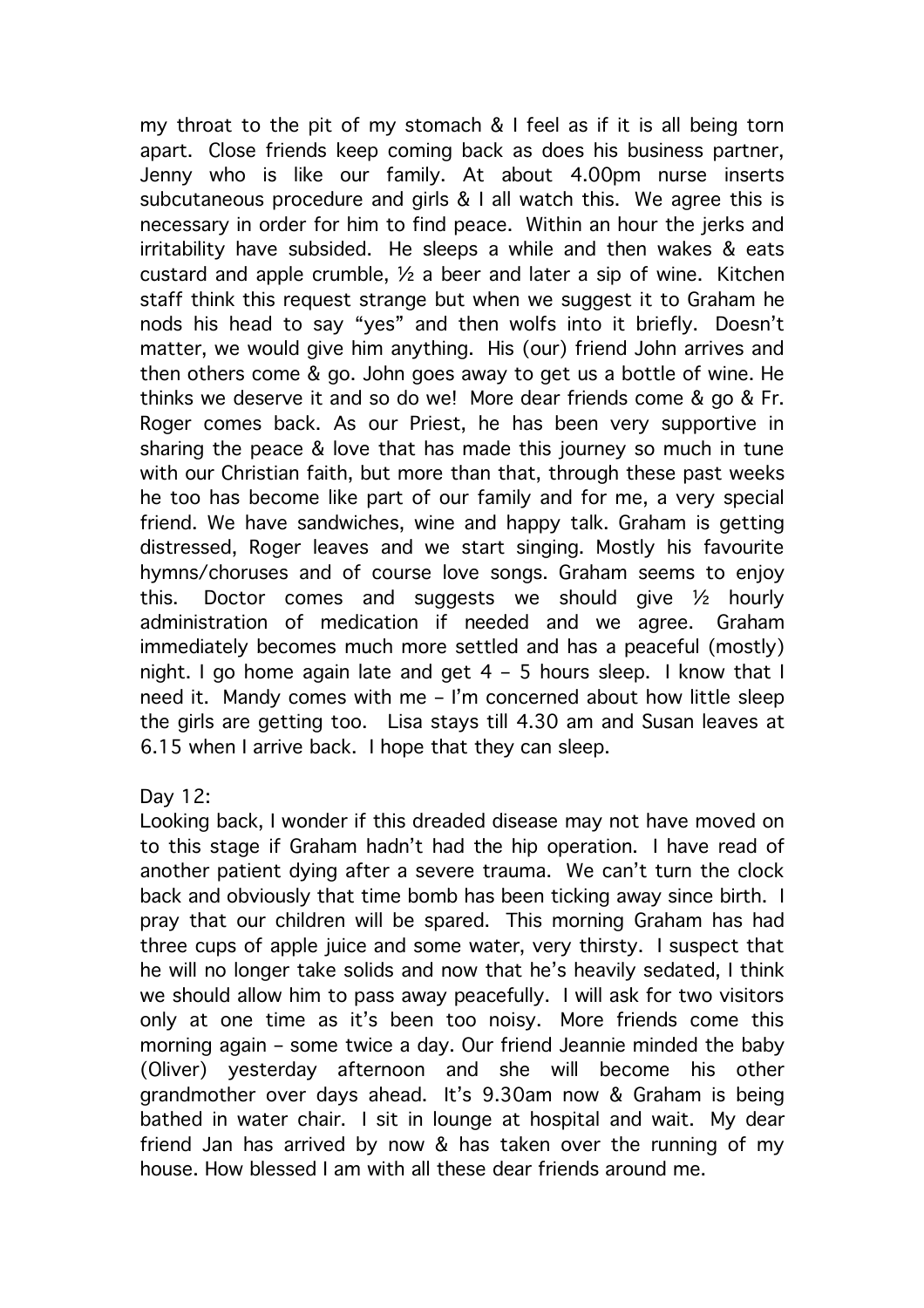my throat to the pit of my stomach & I feel as if it is all being torn apart. Close friends keep coming back as does his business partner, Jenny who is like our family. At about 4.00pm nurse inserts subcutaneous procedure and girls & I all watch this. We agree this is necessary in order for him to find peace. Within an hour the jerks and irritability have subsided. He sleeps a while and then wakes & eats custard and apple crumble, ½ a beer and later a sip of wine. Kitchen staff think this request strange but when we suggest it to Graham he nods his head to say "yes" and then wolfs into it briefly. Doesn't matter, we would give him anything. His (our) friend John arrives and then others come & go. John goes away to get us a bottle of wine. He thinks we deserve it and so do we! More dear friends come & go & Fr. Roger comes back. As our Priest, he has been very supportive in sharing the peace & love that has made this journey so much in tune with our Christian faith, but more than that, through these past weeks he too has become like part of our family and for me, a very special friend. We have sandwiches, wine and happy talk. Graham is getting distressed, Roger leaves and we start singing. Mostly his favourite hymns/choruses and of course love songs. Graham seems to enjoy this. Doctor comes and suggests we should give ½ hourly administration of medication if needed and we agree. Graham immediately becomes much more settled and has a peaceful (mostly) night. I go home again late and get 4 – 5 hours sleep. I know that I need it. Mandy comes with me – I'm concerned about how little sleep the girls are getting too. Lisa stays till 4.30 am and Susan leaves at 6.15 when I arrive back. I hope that they can sleep.

Day 12:

Looking back, I wonder if this dreaded disease may not have moved on to this stage if Graham hadn't had the hip operation. I have read of another patient dying after a severe trauma. We can't turn the clock back and obviously that time bomb has been ticking away since birth. I pray that our children will be spared. This morning Graham has had three cups of apple juice and some water, very thirsty. I suspect that he will no longer take solids and now that he's heavily sedated, I think we should allow him to pass away peacefully. I will ask for two visitors only at one time as it's been too noisy. More friends come this morning again – some twice a day. Our friend Jeannie minded the baby (Oliver) yesterday afternoon and she will become his other grandmother over days ahead. It's 9.30am now & Graham is being bathed in water chair. I sit in lounge at hospital and wait. My dear friend Jan has arrived by now & has taken over the running of my house. How blessed I am with all these dear friends around me.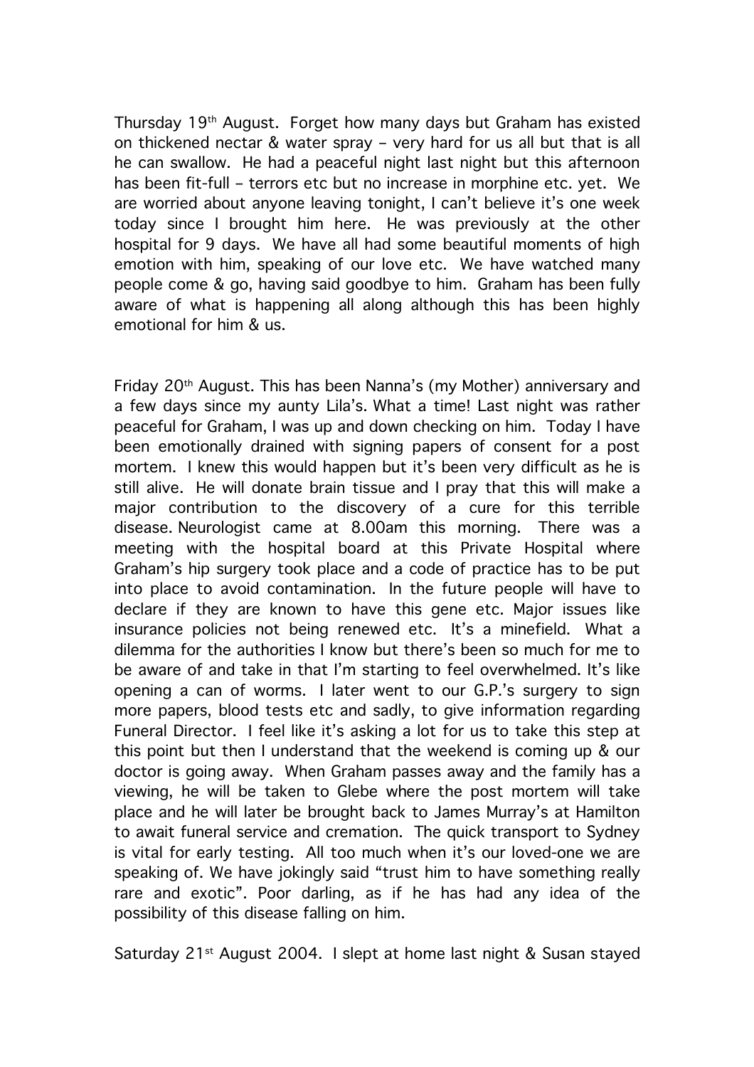Thursday 19th August. Forget how many days but Graham has existed on thickened nectar & water spray – very hard for us all but that is all he can swallow. He had a peaceful night last night but this afternoon has been fit-full – terrors etc but no increase in morphine etc. yet. We are worried about anyone leaving tonight, I can't believe it's one week today since I brought him here. He was previously at the other hospital for 9 days. We have all had some beautiful moments of high emotion with him, speaking of our love etc. We have watched many people come & go, having said goodbye to him. Graham has been fully aware of what is happening all along although this has been highly emotional for him & us.

Friday 20th August. This has been Nanna's (my Mother) anniversary and a few days since my aunty Lila's. What a time! Last night was rather peaceful for Graham, I was up and down checking on him. Today I have been emotionally drained with signing papers of consent for a post mortem. I knew this would happen but it's been very difficult as he is still alive. He will donate brain tissue and I pray that this will make a major contribution to the discovery of a cure for this terrible disease. Neurologist came at 8.00am this morning. There was a meeting with the hospital board at this Private Hospital where Graham's hip surgery took place and a code of practice has to be put into place to avoid contamination. In the future people will have to declare if they are known to have this gene etc. Major issues like insurance policies not being renewed etc. It's a minefield. What a dilemma for the authorities I know but there's been so much for me to be aware of and take in that I'm starting to feel overwhelmed. It's like opening a can of worms. I later went to our G.P.'s surgery to sign more papers, blood tests etc and sadly, to give information regarding Funeral Director. I feel like it's asking a lot for us to take this step at this point but then I understand that the weekend is coming up & our doctor is going away. When Graham passes away and the family has a viewing, he will be taken to Glebe where the post mortem will take place and he will later be brought back to James Murray's at Hamilton to await funeral service and cremation. The quick transport to Sydney is vital for early testing. All too much when it's our loved-one we are speaking of. We have jokingly said "trust him to have something really rare and exotic". Poor darling, as if he has had any idea of the possibility of this disease falling on him.

Saturday 21st August 2004. I slept at home last night & Susan stayed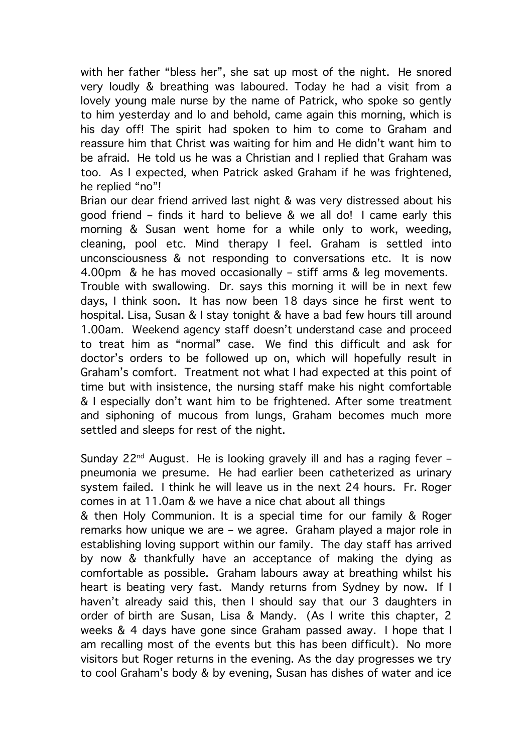with her father "bless her", she sat up most of the night. He snored very loudly & breathing was laboured. Today he had a visit from a lovely young male nurse by the name of Patrick, who spoke so gently to him yesterday and lo and behold, came again this morning, which is his day off! The spirit had spoken to him to come to Graham and reassure him that Christ was waiting for him and He didn't want him to be afraid. He told us he was a Christian and I replied that Graham was too. As I expected, when Patrick asked Graham if he was frightened, he replied "no"!

Brian our dear friend arrived last night & was very distressed about his good friend – finds it hard to believe & we all do! I came early this morning & Susan went home for a while only to work, weeding, cleaning, pool etc. Mind therapy I feel. Graham is settled into unconsciousness & not responding to conversations etc. It is now 4.00pm & he has moved occasionally – stiff arms & leg movements. Trouble with swallowing. Dr. says this morning it will be in next few days, I think soon. It has now been 18 days since he first went to hospital. Lisa, Susan & I stay tonight & have a bad few hours till around 1.00am. Weekend agency staff doesn't understand case and proceed to treat him as "normal" case. We find this difficult and ask for doctor's orders to be followed up on, which will hopefully result in Graham's comfort. Treatment not what I had expected at this point of time but with insistence, the nursing staff make his night comfortable & I especially don't want him to be frightened. After some treatment and siphoning of mucous from lungs, Graham becomes much more settled and sleeps for rest of the night.

Sunday 22nd August. He is looking gravely ill and has a raging fever – pneumonia we presume. He had earlier been catheterized as urinary system failed. I think he will leave us in the next 24 hours. Fr. Roger comes in at 11.0am & we have a nice chat about all things & then Holy Communion. It is a special time for our family & Roger remarks how unique we are – we agree. Graham played a major role in establishing loving support within our family. The day staff has arrived by now & thankfully have an acceptance of making the dying as comfortable as possible. Graham labours away at breathing whilst his heart is beating very fast. Mandy returns from Sydney by now. If I haven't already said this, then I should say that our 3 daughters in order of birth are Susan, Lisa & Mandy. (As I write this chapter, 2 weeks & 4 days have gone since Graham passed away. I hope that I am recalling most of the events but this has been difficult). No more visitors but Roger returns in the evening. As the day progresses we try to cool Graham's body & by evening, Susan has dishes of water and ice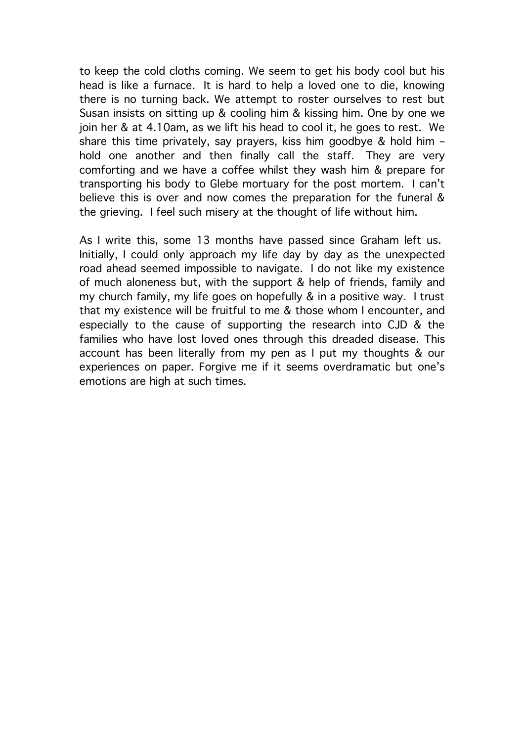to keep the cold cloths coming. We seem to get his body cool but his head is like a furnace. It is hard to help a loved one to die, knowing there is no turning back. We attempt to roster ourselves to rest but Susan insists on sitting up & cooling him & kissing him. One by one we join her & at 4.10am, as we lift his head to cool it, he goes to rest. We share this time privately, say prayers, kiss him goodbye & hold him – hold one another and then finally call the staff. They are very comforting and we have a coffee whilst they wash him & prepare for transporting his body to Glebe mortuary for the post mortem. I can't believe this is over and now comes the preparation for the funeral & the grieving. I feel such misery at the thought of life without him.

As I write this, some 13 months have passed since Graham left us. Initially, I could only approach my life day by day as the unexpected road ahead seemed impossible to navigate. I do not like my existence of much aloneness but, with the support & help of friends, family and my church family, my life goes on hopefully & in a positive way. I trust that my existence will be fruitful to me & those whom I encounter, and especially to the cause of supporting the research into CJD & the families who have lost loved ones through this dreaded disease. This account has been literally from my pen as I put my thoughts & our experiences on paper. Forgive me if it seems overdramatic but one's emotions are high at such times.